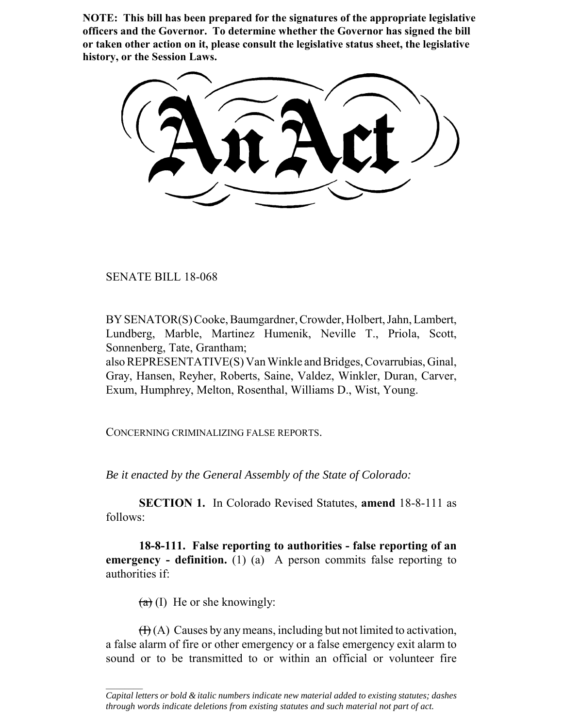**NOTE: This bill has been prepared for the signatures of the appropriate legislative officers and the Governor. To determine whether the Governor has signed the bill or taken other action on it, please consult the legislative status sheet, the legislative history, or the Session Laws.**

# An Act

SENATE BILL 18-068

BY SENATOR(S) Cooke, Baumgardner, Crowder, Holbert, Jahn, Lambert, Lundberg, Marble, Martinez Humenik, Neville T., Priola, Scott, Sonnenberg, Tate, Grantham;
also REPRESENTATIVE(S) Van Winkle and Bridges, Covarrubias, Ginal, Gray, Hansen, Reyher, Roberts, Saine, Valdez, Winkler, Duran, Carver, Exum, Humphrey, Melton, Rosenthal, Williams D., Wist, Young.

CONCERNING CRIMINALIZING FALSE REPORTS.

*Be it enacted by the General Assembly of the State of Colorado:*

**SECTION 1.** In Colorado Revised Statutes, **amend** 18-8-111 as follows:

**18-8-111. False reporting to authorities - false reporting of an emergency - definition.** (1) (a) A person commits false reporting to authorities if:

~~(a)~~ (I) He or she knowingly:

~~(I)~~ (A) Causes by any means, including but not limited to activation, a false alarm of fire or other emergency or a false emergency exit alarm to sound or to be transmitted to or within an official or volunteer fire

*Capital letters or bold & italic numbers indicate new material added to existing statutes; dashes through words indicate deletions from existing statutes and such material not part of act.*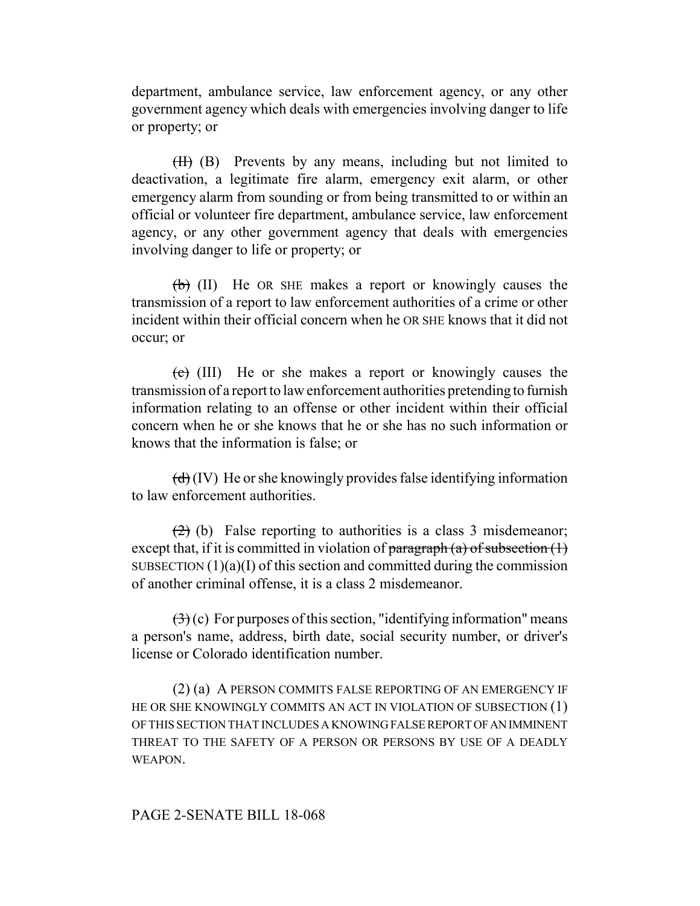department, ambulance service, law enforcement agency, or any other government agency which deals with emergencies involving danger to life or property; or

~~(II)~~ (B) Prevents by any means, including but not limited to deactivation, a legitimate fire alarm, emergency exit alarm, or other emergency alarm from sounding or from being transmitted to or within an official or volunteer fire department, ambulance service, law enforcement agency, or any other government agency that deals with emergencies involving danger to life or property; or

~~(b)~~ (II) He OR SHE makes a report or knowingly causes the transmission of a report to law enforcement authorities of a crime or other incident within their official concern when he OR SHE knows that it did not occur; or

~~(c)~~ (III) He or she makes a report or knowingly causes the transmission of a report to law enforcement authorities pretending to furnish information relating to an offense or other incident within their official concern when he or she knows that he or she has no such information or knows that the information is false; or

~~(d)~~ (IV) He or she knowingly provides false identifying information to law enforcement authorities.

~~(2)~~ (b) False reporting to authorities is a class 3 misdemeanor; except that, if it is committed in violation of ~~paragraph (a) of subsection (1)~~ SUBSECTION (1)(a)(I) of this section and committed during the commission of another criminal offense, it is a class 2 misdemeanor.

~~(3)~~ (c) For purposes of this section, "identifying information" means a person's name, address, birth date, social security number, or driver's license or Colorado identification number.

(2) (a) A PERSON COMMITS FALSE REPORTING OF AN EMERGENCY IF HE OR SHE KNOWINGLY COMMITS AN ACT IN VIOLATION OF SUBSECTION (1) OF THIS SECTION THAT INCLUDES A KNOWING FALSE REPORT OF AN IMMINENT THREAT TO THE SAFETY OF A PERSON OR PERSONS BY USE OF A DEADLY WEAPON.

PAGE 2-SENATE BILL 18-068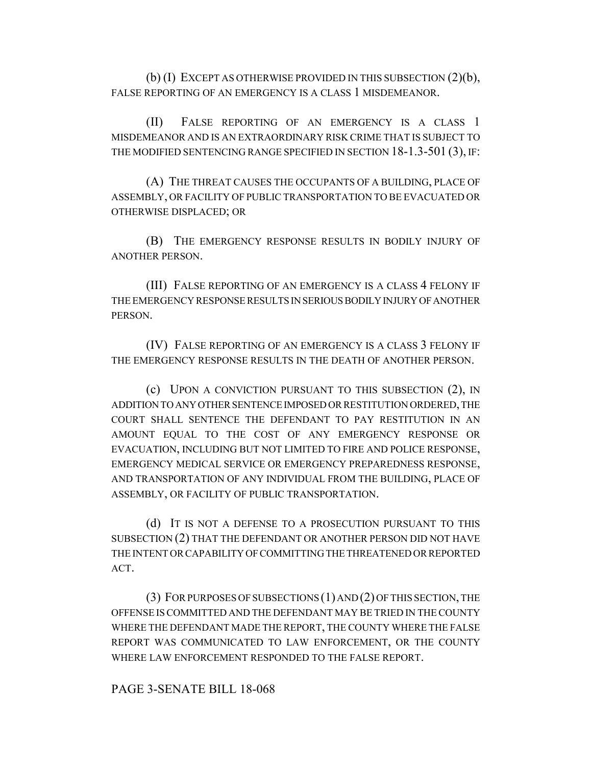(b) (I) EXCEPT AS OTHERWISE PROVIDED IN THIS SUBSECTION (2)(b), FALSE REPORTING OF AN EMERGENCY IS A CLASS 1 MISDEMEANOR.

(II) FALSE REPORTING OF AN EMERGENCY IS A CLASS 1 MISDEMEANOR AND IS AN EXTRAORDINARY RISK CRIME THAT IS SUBJECT TO THE MODIFIED SENTENCING RANGE SPECIFIED IN SECTION 18-1.3-501 (3), IF:

(A) THE THREAT CAUSES THE OCCUPANTS OF A BUILDING, PLACE OF ASSEMBLY, OR FACILITY OF PUBLIC TRANSPORTATION TO BE EVACUATED OR OTHERWISE DISPLACED; OR

(B) THE EMERGENCY RESPONSE RESULTS IN BODILY INJURY OF ANOTHER PERSON.

(III) FALSE REPORTING OF AN EMERGENCY IS A CLASS 4 FELONY IF THE EMERGENCY RESPONSE RESULTS IN SERIOUS BODILY INJURY OF ANOTHER PERSON.

(IV) FALSE REPORTING OF AN EMERGENCY IS A CLASS 3 FELONY IF THE EMERGENCY RESPONSE RESULTS IN THE DEATH OF ANOTHER PERSON.

(c) UPON A CONVICTION PURSUANT TO THIS SUBSECTION (2), IN ADDITION TO ANY OTHER SENTENCE IMPOSED OR RESTITUTION ORDERED, THE COURT SHALL SENTENCE THE DEFENDANT TO PAY RESTITUTION IN AN AMOUNT EQUAL TO THE COST OF ANY EMERGENCY RESPONSE OR EVACUATION, INCLUDING BUT NOT LIMITED TO FIRE AND POLICE RESPONSE, EMERGENCY MEDICAL SERVICE OR EMERGENCY PREPAREDNESS RESPONSE, AND TRANSPORTATION OF ANY INDIVIDUAL FROM THE BUILDING, PLACE OF ASSEMBLY, OR FACILITY OF PUBLIC TRANSPORTATION.

(d) IT IS NOT A DEFENSE TO A PROSECUTION PURSUANT TO THIS SUBSECTION (2) THAT THE DEFENDANT OR ANOTHER PERSON DID NOT HAVE THE INTENT OR CAPABILITY OF COMMITTING THE THREATENED OR REPORTED ACT.

(3) FOR PURPOSES OF SUBSECTIONS (1) AND (2) OF THIS SECTION, THE OFFENSE IS COMMITTED AND THE DEFENDANT MAY BE TRIED IN THE COUNTY WHERE THE DEFENDANT MADE THE REPORT, THE COUNTY WHERE THE FALSE REPORT WAS COMMUNICATED TO LAW ENFORCEMENT, OR THE COUNTY WHERE LAW ENFORCEMENT RESPONDED TO THE FALSE REPORT.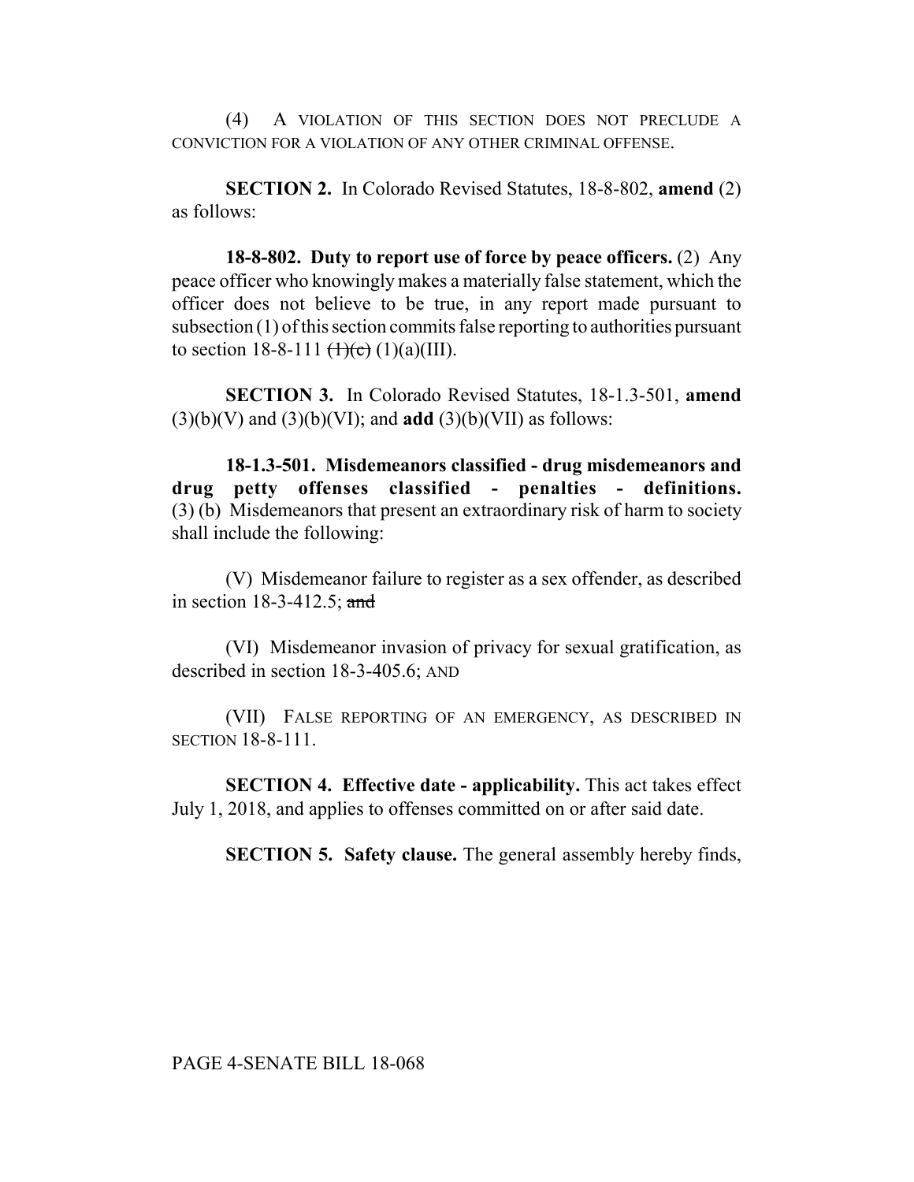(4) A VIOLATION OF THIS SECTION DOES NOT PRECLUDE A CONVICTION FOR A VIOLATION OF ANY OTHER CRIMINAL OFFENSE.

**SECTION 2.** In Colorado Revised Statutes, 18-8-802, **amend** (2) as follows:

**18-8-802. Duty to report use of force by peace officers.** (2) Any peace officer who knowingly makes a materially false statement, which the officer does not believe to be true, in any report made pursuant to subsection (1) of this section commits false reporting to authorities pursuant to section 18-8-111 ~~(1)(c)~~ (1)(a)(III).

**SECTION 3.** In Colorado Revised Statutes, 18-1.3-501, **amend** (3)(b)(V) and (3)(b)(VI); and **add** (3)(b)(VII) as follows:

**18-1.3-501. Misdemeanors classified - drug misdemeanors and drug petty offenses classified - penalties - definitions.** (3) (b) Misdemeanors that present an extraordinary risk of harm to society shall include the following:

(V) Misdemeanor failure to register as a sex offender, as described in section 18-3-412.5; ~~and~~

(VI) Misdemeanor invasion of privacy for sexual gratification, as described in section 18-3-405.6; AND

(VII) FALSE REPORTING OF AN EMERGENCY, AS DESCRIBED IN SECTION 18-8-111.

**SECTION 4. Effective date - applicability.** This act takes effect July 1, 2018, and applies to offenses committed on or after said date.

**SECTION 5. Safety clause.** The general assembly hereby finds,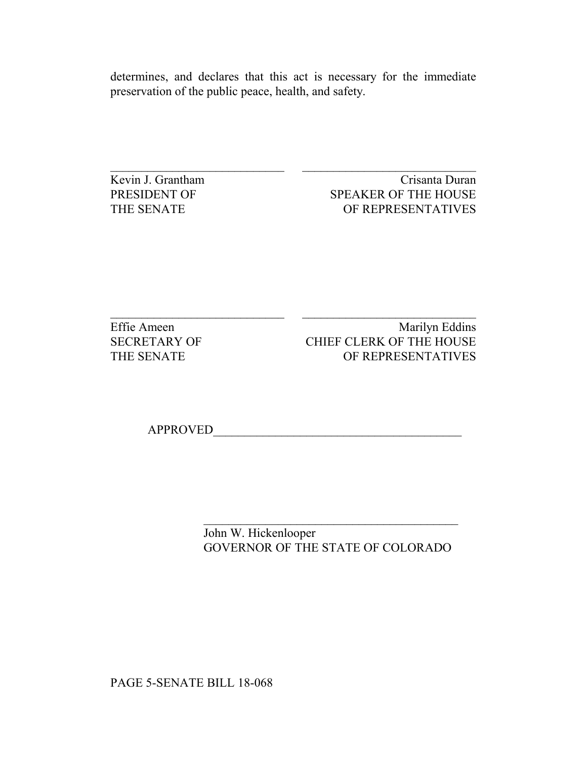determines, and declares that this act is necessary for the immediate preservation of the public peace, health, and safety.

| | |
|---|---|
| \_\_\_\_\_\_\_\_\_\_\_\_\_\_\_\_\_\_\_\_\_\_\_\_\_\_\_\_ | \_\_\_\_\_\_\_\_\_\_\_\_\_\_\_\_\_\_\_\_\_\_\_\_\_\_\_\_ |
| Kevin J. Grantham | Crisanta Duran |
| PRESIDENT OF THE SENATE | SPEAKER OF THE HOUSE OF REPRESENTATIVES |
| \_\_\_\_\_\_\_\_\_\_\_\_\_\_\_\_\_\_\_\_\_\_\_\_\_\_\_\_ | \_\_\_\_\_\_\_\_\_\_\_\_\_\_\_\_\_\_\_\_\_\_\_\_\_\_\_\_ |
| Effie Ameen | Marilyn Eddins |
| SECRETARY OF THE SENATE | CHIEF CLERK OF THE HOUSE OF REPRESENTATIVES |

APPROVED\_\_\_\_\_\_\_\_\_\_\_\_\_\_\_\_\_\_\_\_\_\_\_\_\_\_\_\_\_\_\_\_\_\_\_\_\_\_\_\_

\_\_\_\_\_\_\_\_\_\_\_\_\_\_\_\_\_\_\_\_\_\_\_\_\_\_\_\_\_\_\_\_\_\_\_\_\_\_\_\_\_\_

John W. Hickenlooper
GOVERNOR OF THE STATE OF COLORADO

PAGE 5-SENATE BILL 18-068